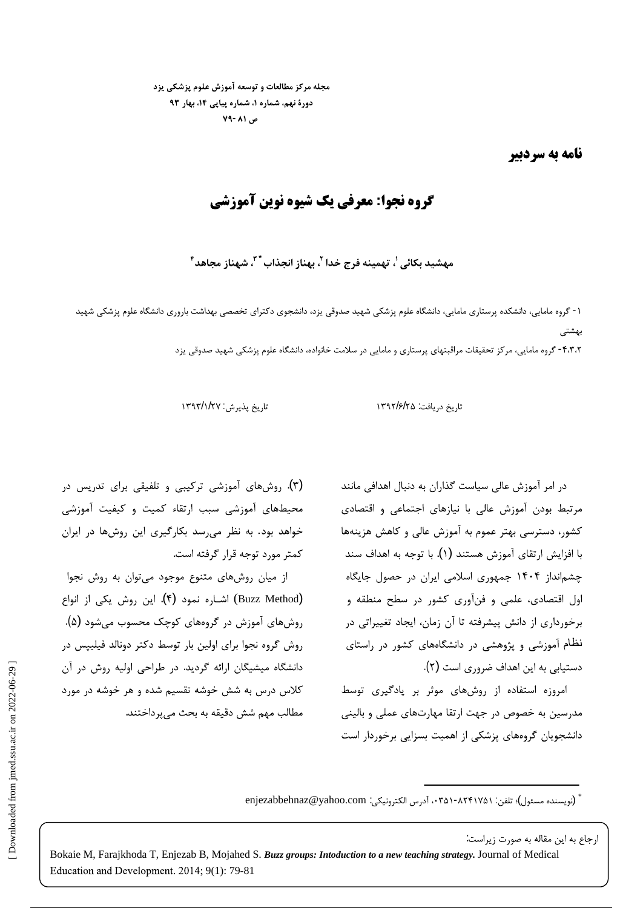مجله مرکز مطالعات و توسعه آموزش علوم پزشکی یزد
دورهٔ نهم، شماره ۱، شماره پیاپی ۱۴، بهار ۹۳
ص ۸۱-۷۹

## نامه به سردبیر

# گروه نجوا: معرفی یک شیوه نوین آموزشی

**مهشید بکائی[1]، تهمینه فرج خدا[2]، بهناز انجذاب*[3]، شهناز مجاهد[4]**

۱- گروه مامایی، دانشکده پرستاری مامایی، دانشگاه علوم پزشکی شهید صدوقی یزد، دانشجوی دکترای تخصصی بهداشت باروری دانشگاه علوم پزشکی شهید بهشتی

۴،۳،۲- گروه مامایی، مرکز تحقیقات مراقبتهای پرستاری و مامایی در سلامت خانواده، دانشگاه علوم پزشکی شهید صدوقی یزد

تاریخ دریافت: ۱۳۹۲/۶/۲۵ تاریخ پذیرش: ۱۳۹۳/۱/۲۷

در امر آموزش عالی سیاست گذاران به دنبال اهدافی مانند مرتبط بودن آموزش عالی با نیازهای اجتماعی و اقتصادی کشور، دسترسی بهتر عموم به آموزش عالی و کاهش هزینه‌ها با افزایش ارتقای آموزش هستند (۱). با توجه به اهداف سند چشم‌انداز ۱۴۰۴ جمهوری اسلامی ایران در حصول جایگاه اول اقتصادی، علمی و فن‌آوری کشور در سطح منطقه و برخورداری از دانش پیشرفته تا آن زمان، ایجاد تغییراتی در نظام آموزشی و پژوهشی در دانشگاه‌های کشور در راستای دستیابی به این اهداف ضروری است (۲).

امروزه استفاده از روش‌های موثر بر یادگیری توسط مدرسین به خصوص در جهت ارتقا مهارت‌های عملی و بالینی دانشجویان گروه‌های پزشکی از اهمیت بسزایی برخوردار است (۳). روش‌های آموزشی ترکیبی و تلفیقی برای تدریس در محیط‌های آموزشی سبب ارتقاء کمیت و کیفیت آموزشی خواهد بود. به نظر می‌رسد بکارگیری این روش‌ها در ایران کمتر مورد توجه قرار گرفته است.

از میان روش‌های متنوع موجود می‌توان به روش نجوا (Buzz Method) اشـاره نمود (۴). این روش یکی از انواع روش‌های آموزش در گروه‌های کوچک محسوب می‌شود (۵). روش گروه نجوا برای اولین بار توسط دکتر دونالد فیلیپس در دانشگاه میشیگان ارائه گردید. در طراحی اولیه روش در آن کلاس درس به شش خوشه تقسیم شده و هر خوشه در مورد مطالب مهم شش دقیقه به بحث می‌پرداختند.

* (نویسنده مسئول)؛ تلفن: ۰۳۵۱-۸۲۴۱۷۵۱، آدرس الکترونیکی: enjezabbehnaz@yahoo.com

ارجاع به این مقاله به صورت زیراست:

Bokaie M, Farajkhoda T, Enjezab B, Mojahed S. ***Buzz groups: Intoduction to a new teaching strategy.*** Journal of Medical Education and Development. 2014; 9(1): 79-81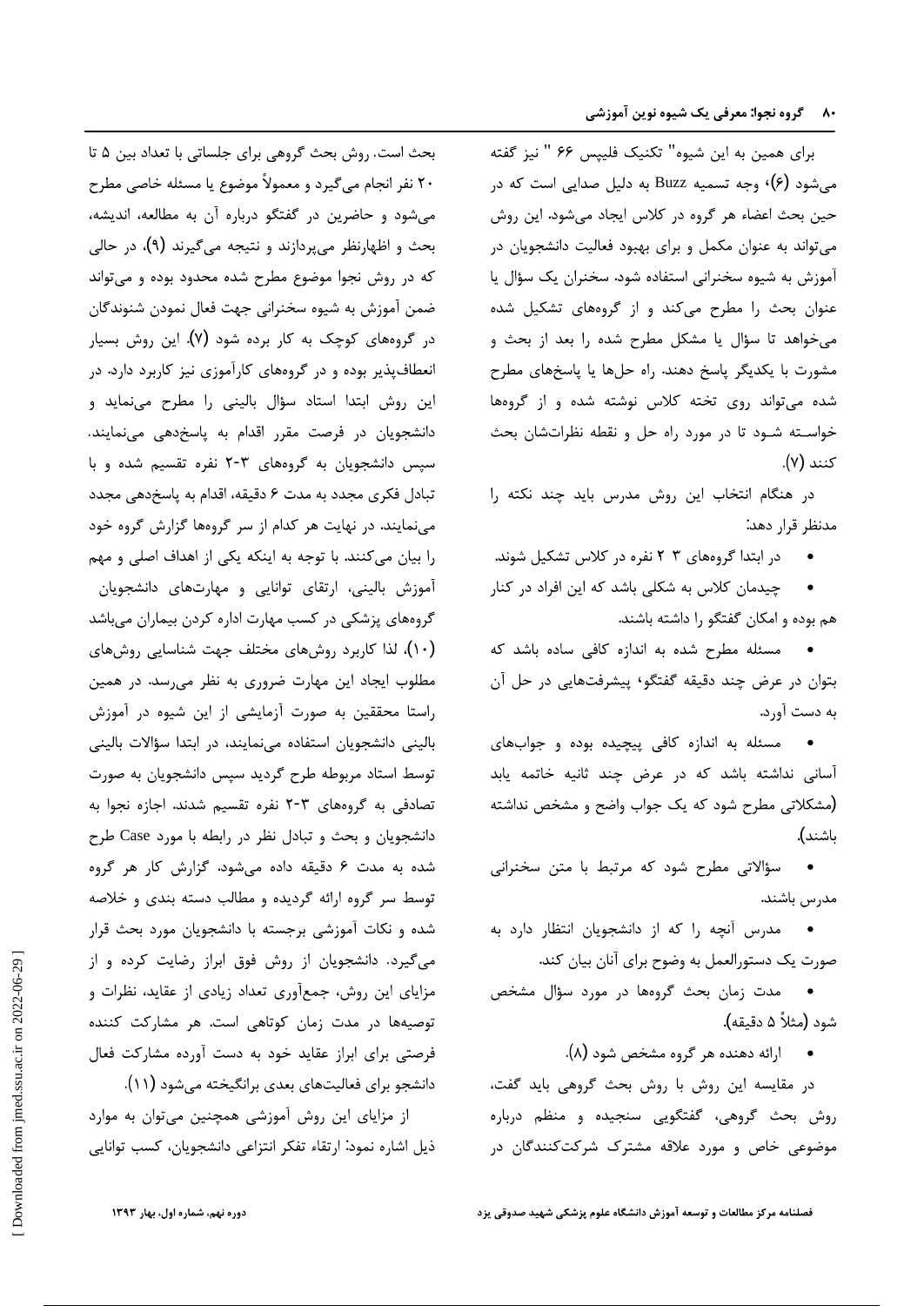برای همین به این شیوه" تکنیک فلیپس ۶۶ " نیز گفته می‌شود (۶)، وجه تسمیه Buzz به دلیل صدایی است که در حین بحث اعضاء هر گروه در کلاس ایجاد می‌شود. این روش می‌تواند به عنوان مکمل و برای بهبود فعالیت دانشجویان در آموزش به شیوه سخنرانی استفاده شود. سخنران یک سؤال یا عنوان بحث را مطرح می‌کند و از گروه‌های تشکیل شده می‌خواهد تا سؤال یا مشکل مطرح شده را بعد از بحث و مشورت با یکدیگر پاسخ دهند. راه حل‌ها یا پاسخ‌های مطرح شده می‌تواند روی تخته کلاس نوشته شده و از گروه‌ها خواسته شود تا در مورد راه حل و نقطه نظرات‌شان بحث کنند (۷).

در هنگام انتخاب این روش مدرس باید چند نکته را مدنظر قرار دهد:

- در ابتدا گروه‌های ۳ ۲ نفره در کلاس تشکیل شوند.
- چیدمان کلاس به شکلی باشد که این افراد در کنار هم بوده و امکان گفتگو را داشته باشند.
- مسئله مطرح شده به اندازه کافی ساده باشد که بتوان در عرض چند دقیقه گفتگو، پیشرفت‌هایی در حل آن به دست آورد.
- مسئله به اندازه کافی پیچیده بوده و جواب‌های آسانی نداشته باشد که در عرض چند ثانیه خاتمه یابد (مشکلاتی مطرح شود که یک جواب واضح و مشخص نداشته باشند).
- سؤالاتی مطرح شود که مرتبط با متن سخنرانی مدرس باشند.
- مدرس آنچه را که از دانشجویان انتظار دارد به صورت یک دستورالعمل به وضوح برای آنان بیان کند.
- مدت زمان بحث گروه‌ها در مورد سؤال مشخص شود (مثلاً ۵ دقیقه).
- ارائه دهنده هر گروه مشخص شود (۸).

در مقایسه این روش با روش بحث گروهی باید گفت، روش بحث گروهی، گفتگویی سنجیده و منظم درباره موضوعی خاص و مورد علاقه مشترک شرکت‌کنندگان در بحث است. روش بحث گروهی برای جلساتی با تعداد بین ۵ تا ۲۰ نفر انجام می‌گیرد و معمولاً موضوع یا مسئله خاصی مطرح می‌شود و حاضرین در گفتگو درباره آن به مطالعه، اندیشه، بحث و اظهارنظر می‌پردازند و نتیجه می‌گیرند (۹)، در حالی که در روش نجوا موضوع مطرح شده محدود بوده و می‌تواند ضمن آموزش به شیوه سخنرانی جهت فعال نمودن شنوندگان در گروه‌های کوچک به کار برده شود (۷). این روش بسیار انعطاف‌پذیر بوده و در گروه‌های کارآموزی نیز کاربرد دارد. در این روش ابتدا استاد سؤال بالینی را مطرح می‌نماید و دانشجویان در فرصت مقرر اقدام به پاسخ‌دهی می‌نمایند. سپس دانشجویان به گروه‌های ۳-۲ نفره تقسیم شده و با تبادل فکری مجدد به مدت ۶ دقیقه، اقدام به پاسخ‌دهی مجدد می‌نمایند. در نهایت هر کدام از سر گروه‌ها گزارش گروه خود را بیان می‌کنند. با توجه به اینکه یکی از اهداف اصلی و مهم آموزش بالینی، ارتقای توانایی و مهارت‌های دانشجویان گروه‌های پزشکی در کسب مهارت اداره کردن بیماران می‌باشد (۱۰)، لذا کاربرد روش‌های مختلف جهت شناسایی روش‌های مطلوب ایجاد این مهارت ضروری به نظر می‌رسد. در همین راستا محققین به صورت آزمایشی از این شیوه در آموزش بالینی دانشجویان استفاده می‌نمایند، در ابتدا سؤالات بالینی توسط استاد مربوطه طرح گردید سپس دانشجویان به صورت تصادفی به گروه‌های ۳-۲ نفره تقسیم شدند. اجازه نجوا به دانشجویان و بحث و تبادل نظر در رابطه با مورد Case طرح شده به مدت ۶ دقیقه داده می‌شود. گزارش کار هر گروه توسط سر گروه ارائه گردیده و مطالب دسته بندی و خلاصه شده و نکات آموزشی برجسته با دانشجویان مورد بحث قرار می‌گیرد. دانشجویان از روش فوق ابراز رضایت کرده و از مزایای این روش، جمع‌آوری تعداد زیادی از عقاید، نظرات و توصیه‌ها در مدت زمان کوتاهی است. هر مشارکت کننده فرصتی برای ابراز عقاید خود به دست آورده مشارکت فعال دانشجو برای فعالیت‌های بعدی برانگیخته می‌شود (۱۱).

از مزایای این روش آموزشی همچنین می‌توان به موارد ذیل اشاره نمود: ارتقاء تفکر انتزاعی دانشجویان، کسب توانایی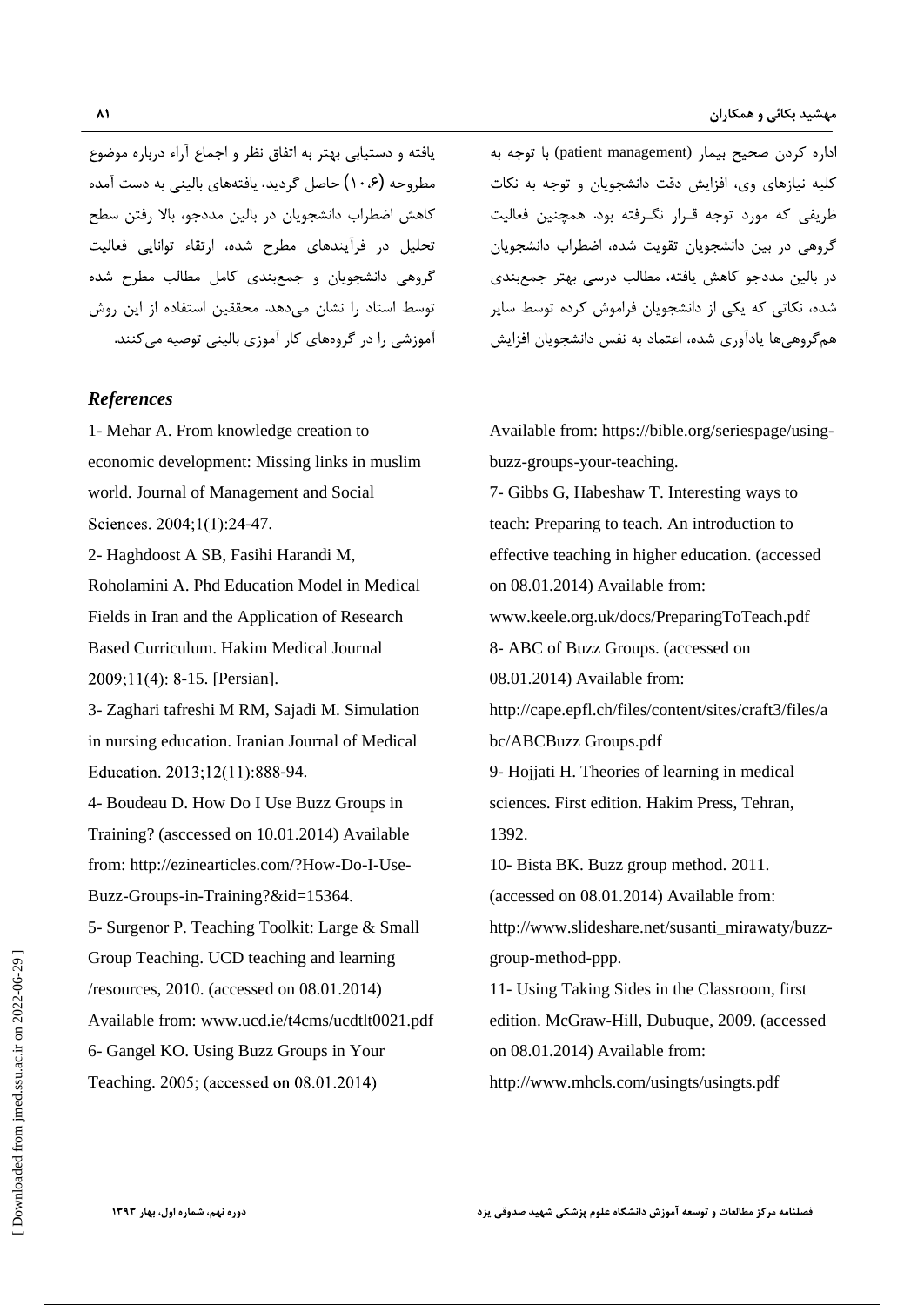اداره کردن صحیح بیمار (patient management) با توجه به کلیه نیازهای وی، افزایش دقت دانشجویان و توجه به نکات ظریفی که مورد توجه قـرار نگـرفته بود. همچنین فعالیت گروهی در بین دانشجویان تقویت شده، اضطراب دانشجویان در بالین مددجو کاهش یافته، مطالب درسی بهتر جمع‌بندی شده، نکاتی که یکی از دانشجویان فراموش کرده توسط سایر هم‌گروهی‌ها یادآوری شده، اعتماد به نفس دانشجویان افزایش یافته و دستیابی بهتر به اتفاق نظر و اجماع آراء درباره موضوع مطروحه (۱۰،۶) حاصل گردید. یافته‌های بالینی به دست آمده کاهش اضطراب دانشجویان در بالین مددجو، بالا رفتن سطح تحلیل در فرآیندهای مطرح شده، ارتقاء توانایی فعالیت گروهی دانشجویان و جمع‌بندی کامل مطالب مطرح شده توسط استاد را نشان می‌دهد. محققین استفاده از این روش آموزشی را در گروه‌های کار آموزی بالینی توصیه می‌کنند.

## *References*

1- Mehar A. From knowledge creation to economic development: Missing links in muslim world. Journal of Management and Social Sciences. 2004;1(1):24-47.

2- Haghdoost A SB, Fasihi Harandi M, Roholamini A. Phd Education Model in Medical Fields in Iran and the Application of Research Based Curriculum. Hakim Medical Journal 2009;11(4): 8-15. [Persian].

3- Zaghari tafreshi M RM, Sajadi M. Simulation in nursing education. Iranian Journal of Medical Education. 2013;12(11):888-94.

4- Boudeau D. How Do I Use Buzz Groups in Training? (asccessed on 10.01.2014) Available from: http://ezinearticles.com/?How-Do-I-Use-Buzz-Groups-in-Training?&id=15364.

5- Surgenor P. Teaching Toolkit: Large & Small Group Teaching. UCD teaching and learning /resources, 2010. (accessed on 08.01.2014) Available from: www.ucd.ie/t4cms/ucdtlt0021.pdf

6- Gangel KO. Using Buzz Groups in Your Teaching. 2005; (accessed on 08.01.2014) Available from: https://bible.org/seriespage/using-buzz-groups-your-teaching.

7- Gibbs G, Habeshaw T. Interesting ways to teach: Preparing to teach. An introduction to effective teaching in higher education. (accessed on 08.01.2014) Available from: www.keele.org.uk/docs/PreparingToTeach.pdf

8- ABC of Buzz Groups. (accessed on 08.01.2014) Available from: http://cape.epfl.ch/files/content/sites/craft3/files/abc/ABCBuzz Groups.pdf

9- Hojjati H. Theories of learning in medical sciences. First edition. Hakim Press, Tehran, 1392.

10- Bista BK. Buzz group method. 2011. (accessed on 08.01.2014) Available from: http://www.slideshare.net/susanti_mirawaty/buzz-group-method-ppp.

11- Using Taking Sides in the Classroom, first edition. McGraw-Hill, Dubuque, 2009. (accessed on 08.01.2014) Available from: http://www.mhcls.com/usingts/usingts.pdf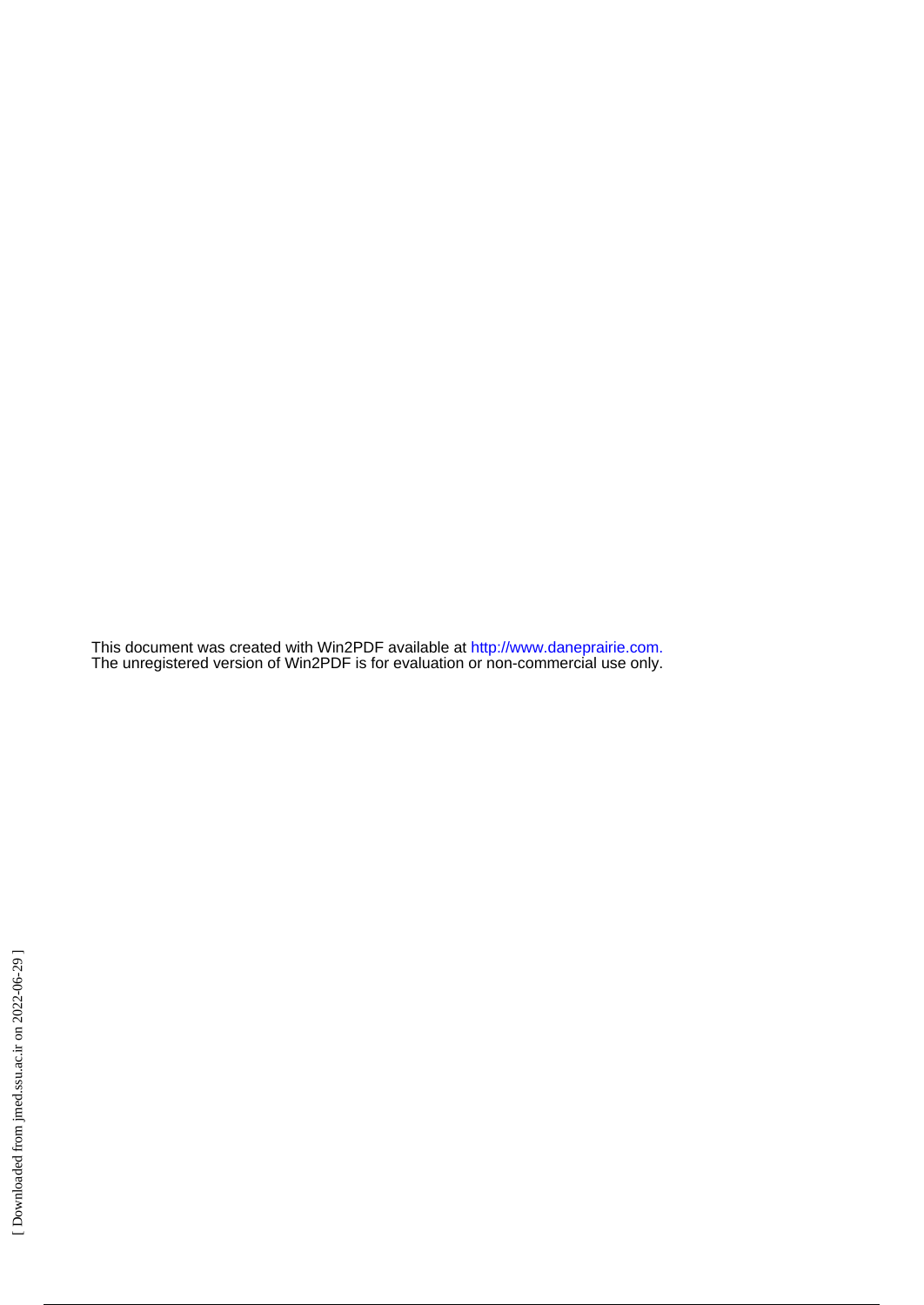This document was created with Win2PDF available at http://www.daneprairie.com.
The unregistered version of Win2PDF is for evaluation or non-commercial use only.